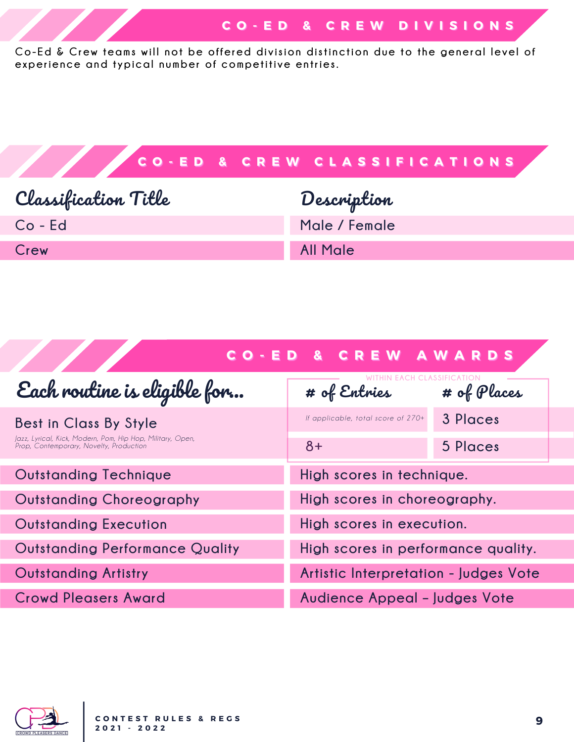## CO-ED & CREW DIVISIONS

Co-Ed & Crew teams will not be offered division distinction due to the general level of experience and typical number of competitive entries.

## CO-ED & CREW CLASSIFICATIONS

| Classification Title | Description |
|---|---|
| Co - Ed | Male / Female |
| Crew | All Male |

## CO-ED & CREW AWARDS

| Each routine is eligible for... | # of Entries (WITHIN EACH CLASSIFICATION) | # of Places |
|---|---|---|
| Best in Class By Style<br>*Jazz, Lyrical, Kick, Modern, Pom, Hip Hop, Military, Open, Prop, Contemporary, Novelty, Production* | *If applicable, total score of 270+* | 3 Places |
| | 8+ | 5 Places |

| Award | Description |
|---|---|
| Outstanding Technique | High scores in technique. |
| Outstanding Choreography | High scores in choreography. |
| Outstanding Execution | High scores in execution. |
| Outstanding Performance Quality | High scores in performance quality. |
| Outstanding Artistry | Artistic Interpretation - Judges Vote |
| Crowd Pleasers Award | Audience Appeal – Judges Vote |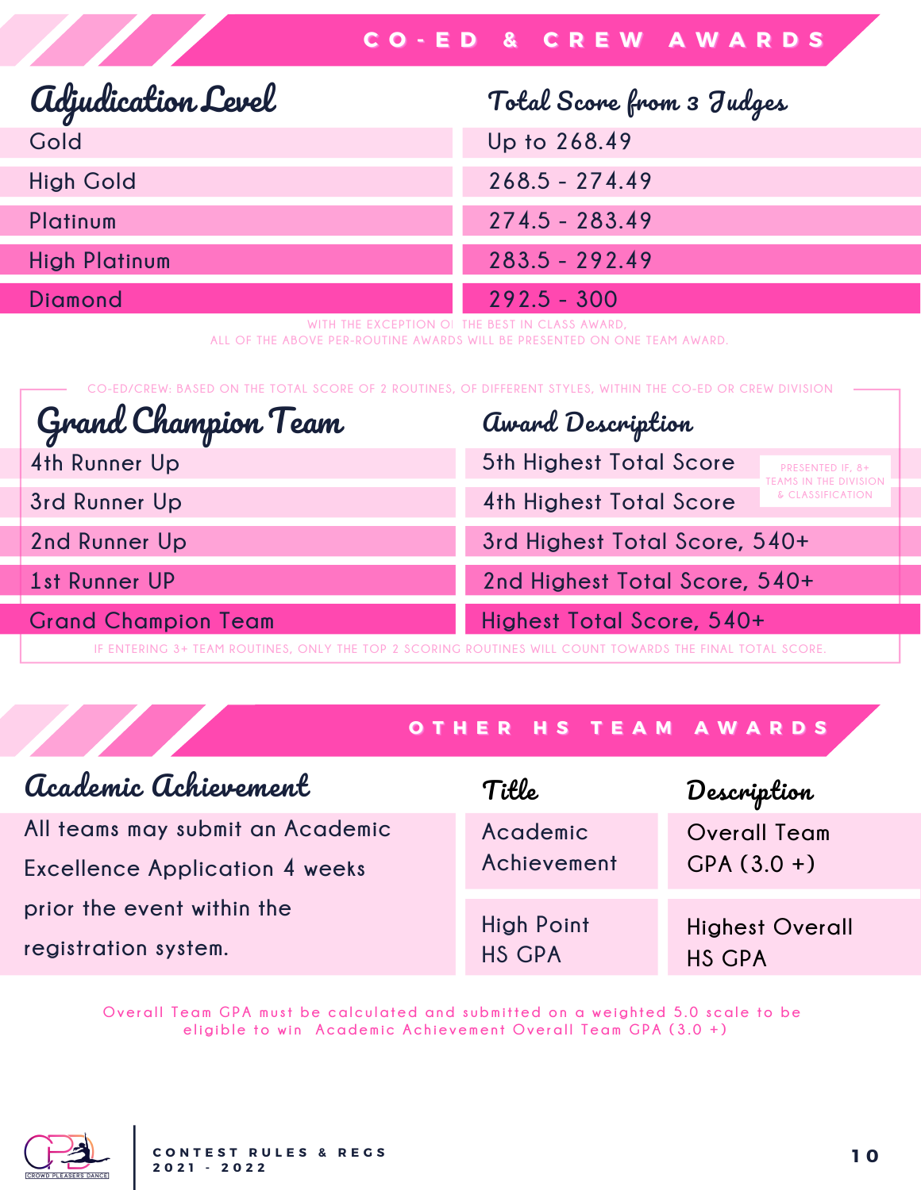## CO-ED & CREW AWARDS

| Adjudication Level | Total Score from 3 Judges |
|---|---|
| Gold | Up to 268.49 |
| High Gold | 268.5 - 274.49 |
| Platinum | 274.5 - 283.49 |
| High Platinum | 283.5 - 292.49 |
| Diamond | 292.5 - 300 |

WITH THE EXCEPTION OF THE BEST IN CLASS AWARD,
ALL OF THE ABOVE PER-ROUTINE AWARDS WILL BE PRESENTED ON ONE TEAM AWARD.

CO-ED/CREW: BASED ON THE TOTAL SCORE OF 2 ROUTINES, OF DIFFERENT STYLES, WITHIN THE CO-ED OR CREW DIVISION

| Grand Champion Team | Award Description |
|---|---|
| 4th Runner Up | 5th Highest Total Score (PRESENTED IF, 8+ TEAMS IN THE DIVISION & CLASSIFICATION) |
| 3rd Runner Up | 4th Highest Total Score (PRESENTED IF, 8+ TEAMS IN THE DIVISION & CLASSIFICATION) |
| 2nd Runner Up | 3rd Highest Total Score, 540+ |
| 1st Runner UP | 2nd Highest Total Score, 540+ |
| Grand Champion Team | Highest Total Score, 540+ |

IF ENTERING 3+ TEAM ROUTINES, ONLY THE TOP 2 SCORING ROUTINES WILL COUNT TOWARDS THE FINAL TOTAL SCORE.

## OTHER HS TEAM AWARDS

| Academic Achievement | Title | Description |
|---|---|---|
| All teams may submit an Academic Excellence Application 4 weeks prior the event within the registration system. | Academic Achievement | Overall Team GPA (3.0 +) |
| | High Point HS GPA | Highest Overall HS GPA |

Overall Team GPA must be calculated and submitted on a weighted 5.0 scale to be eligible to win Academic Achievement Overall Team GPA (3.0 +)

CONTEST RULES & REGS
2021 - 2022